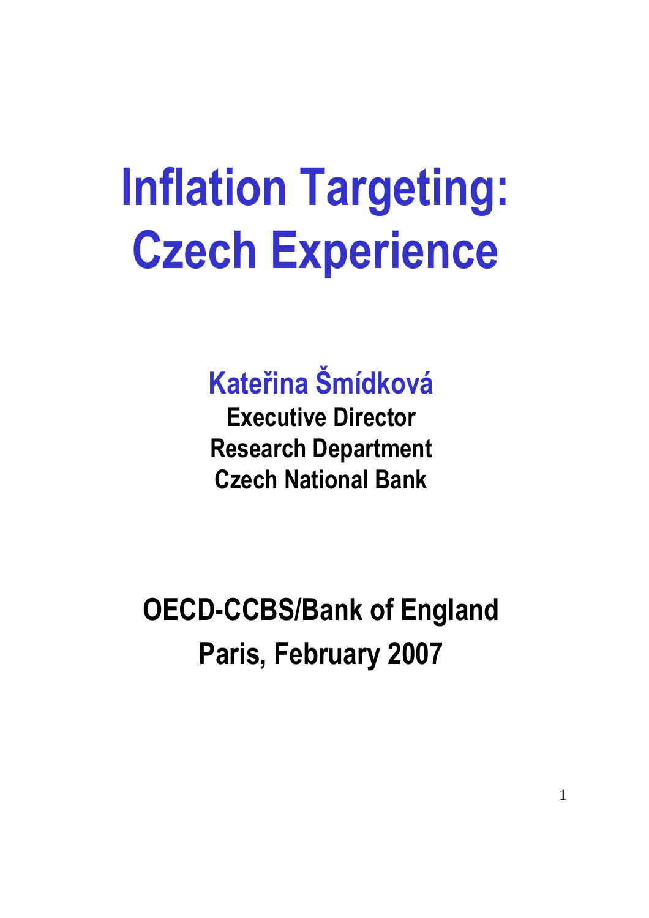# Inflation Targeting: Czech Experience

**Kateřina Šmídková**

**Executive Director**

**Research Department**

**Czech National Bank**

**OECD-CCBS/Bank of England**

**Paris, February 2007**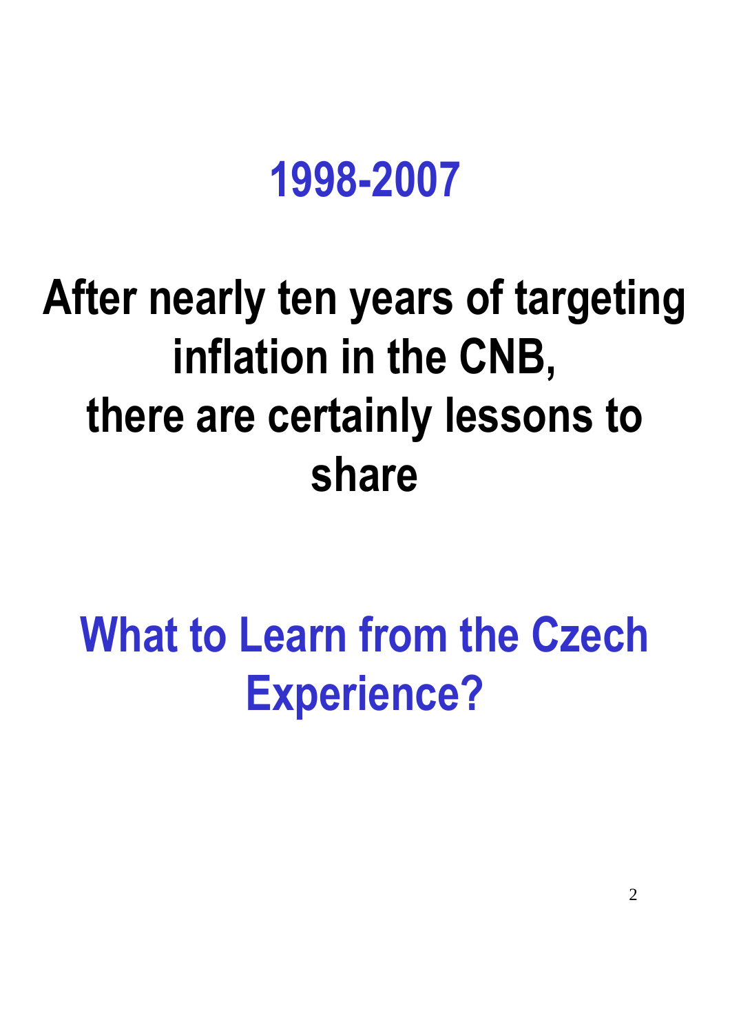# 1998-2007

## After nearly ten years of targeting inflation in the CNB, there are certainly lessons to share

# What to Learn from the Czech Experience?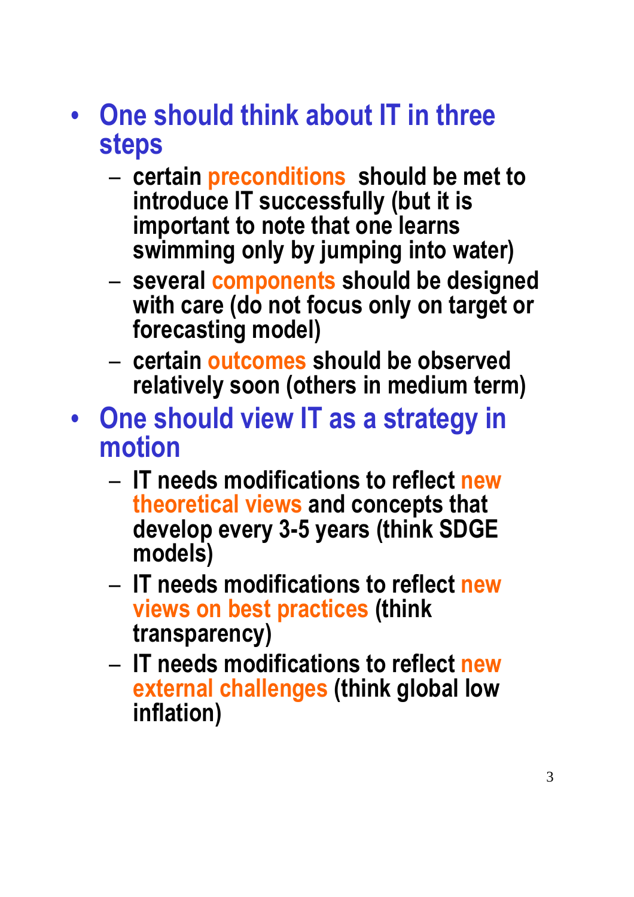- **One should think about IT in three steps**
  - certain preconditions should be met to introduce IT successfully (but it is important to note that one learns swimming only by jumping into water)
  - several components should be designed with care (do not focus only on target or forecasting model)
  - certain outcomes should be observed relatively soon (others in medium term)
- **One should view IT as a strategy in motion**
  - IT needs modifications to reflect new theoretical views and concepts that develop every 3-5 years (think SDGE models)
  - IT needs modifications to reflect new views on best practices (think transparency)
  - IT needs modifications to reflect new external challenges (think global low inflation)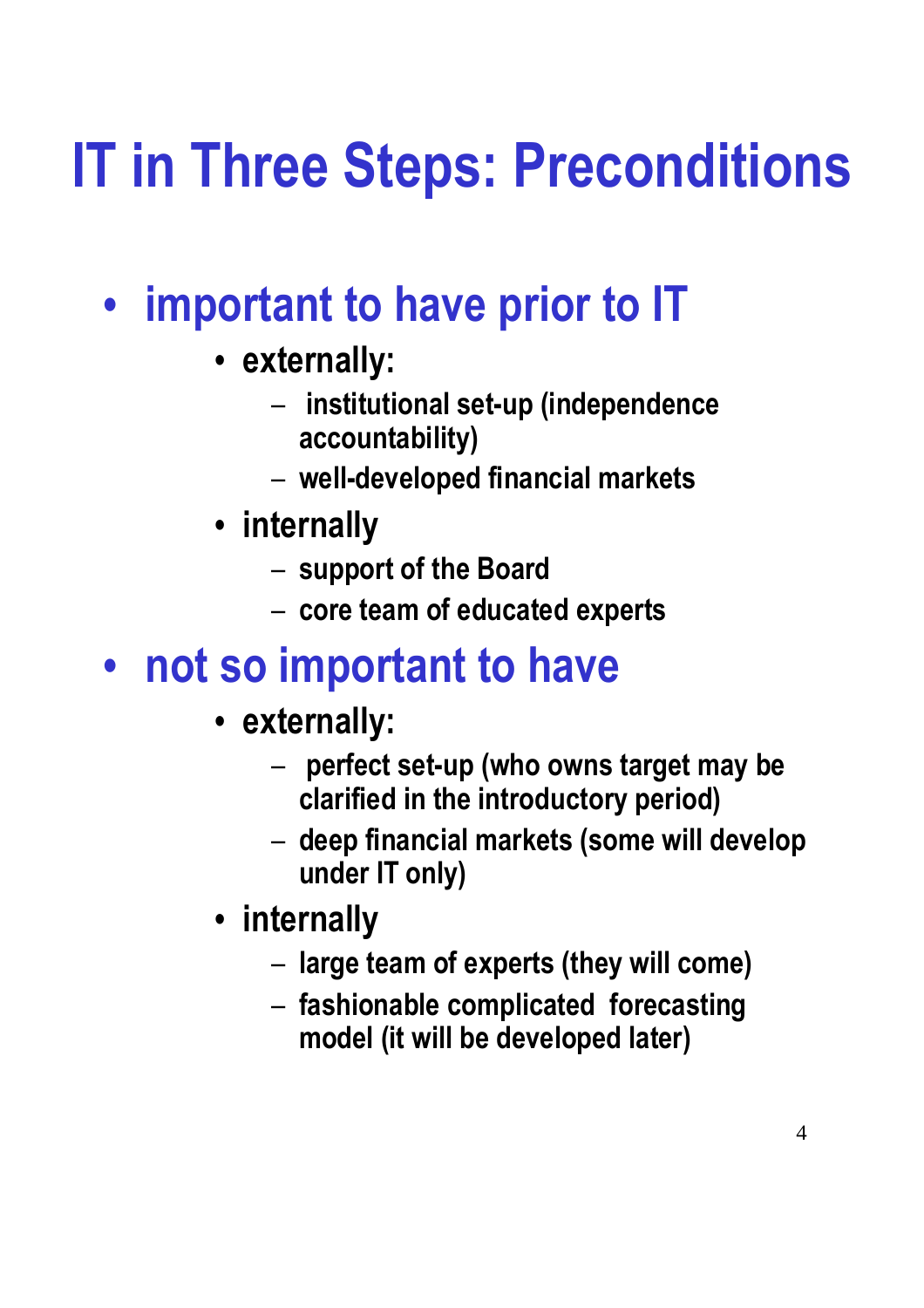# IT in Three Steps: Preconditions

- **important to have prior to IT**
  - **externally:**
    - institutional set-up (independence accountability)
    - well-developed financial markets
  - **internally**
    - support of the Board
    - core team of educated experts
- **not so important to have**
  - **externally:**
    - perfect set-up (who owns target may be clarified in the introductory period)
    - deep financial markets (some will develop under IT only)
  - **internally**
    - large team of experts (they will come)
    - fashionable complicated forecasting model (it will be developed later)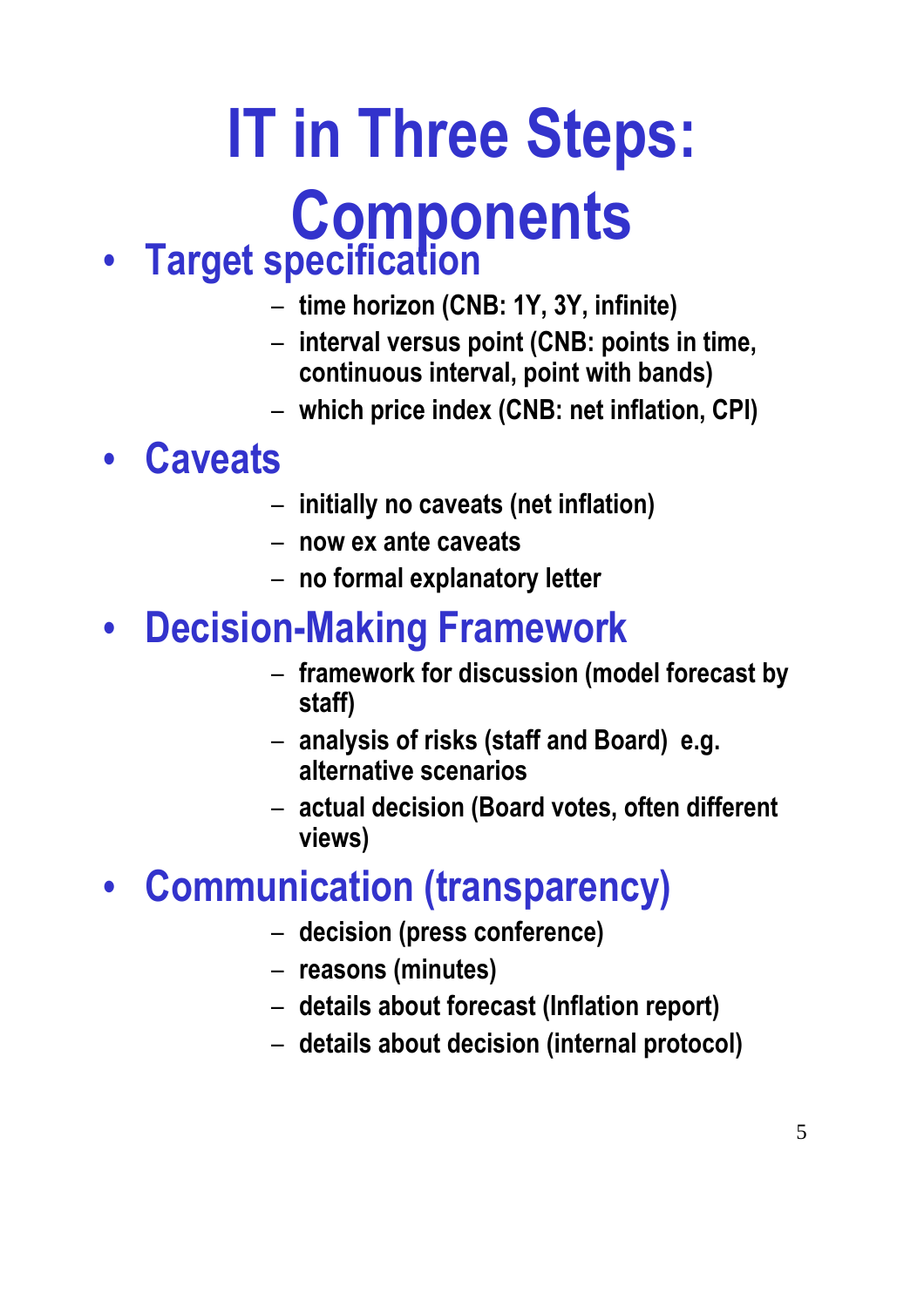# IT in Three Steps: Components

- **Target specification**
  - time horizon (CNB: 1Y, 3Y, infinite)
  - interval versus point (CNB: points in time, continuous interval, point with bands)
  - which price index (CNB: net inflation, CPI)
- **Caveats**
  - initially no caveats (net inflation)
  - now ex ante caveats
  - no formal explanatory letter
- **Decision-Making Framework**
  - framework for discussion (model forecast by staff)
  - analysis of risks (staff and Board) e.g. alternative scenarios
  - actual decision (Board votes, often different views)
- **Communication (transparency)**
  - decision (press conference)
  - reasons (minutes)
  - details about forecast (Inflation report)
  - details about decision (internal protocol)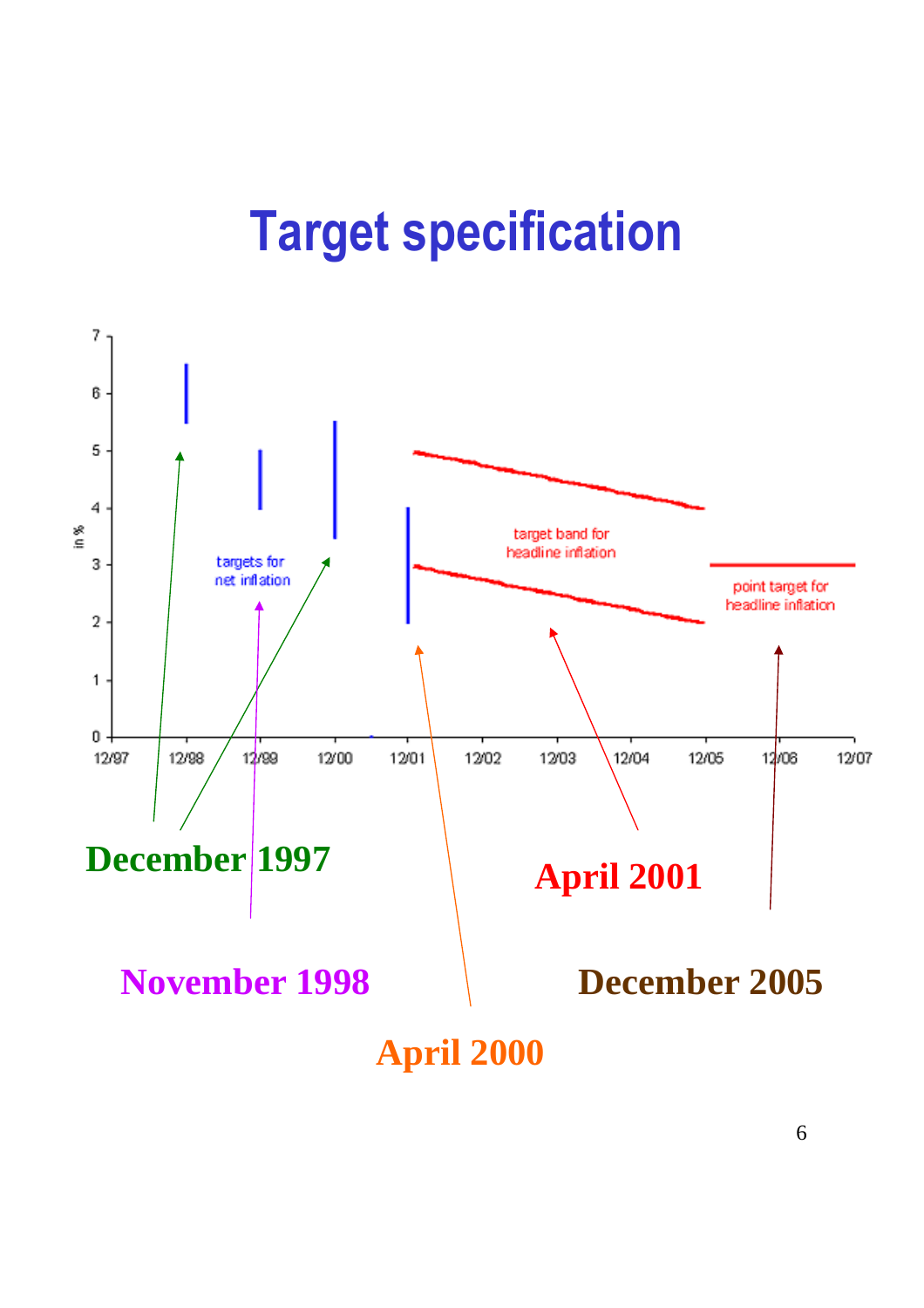# Target specification

in %

7
6
5
4
3
2
1
0

12/97 12/98 12/99 12/00 12/01 12/02 12/03 12/04 12/05 12/06 12/07

targets for net inflation

target band for headline inflation

point target for headline inflation

**December 1997**

**April 2001**

**November 1998**

**December 2005**

**April 2000**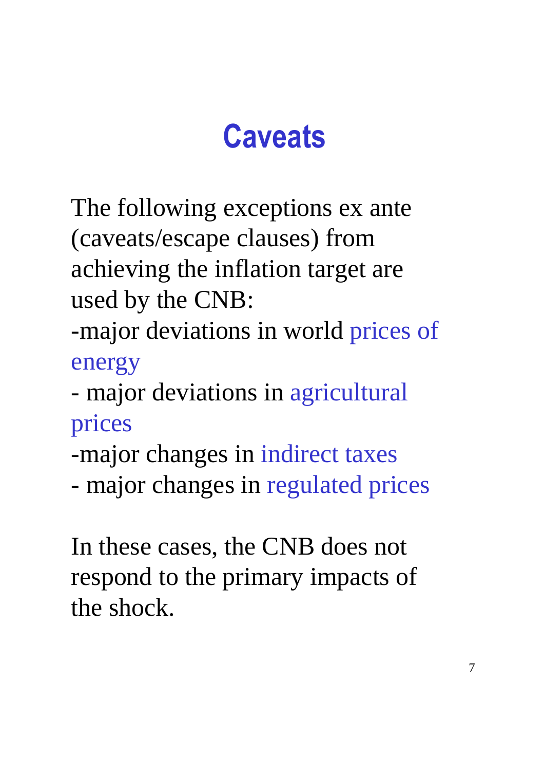# Caveats

The following exceptions ex ante (caveats/escape clauses) from achieving the inflation target are used by the CNB:

- major deviations in world prices of energy
- major deviations in agricultural prices
- major changes in indirect taxes
- major changes in regulated prices

In these cases, the CNB does not respond to the primary impacts of the shock.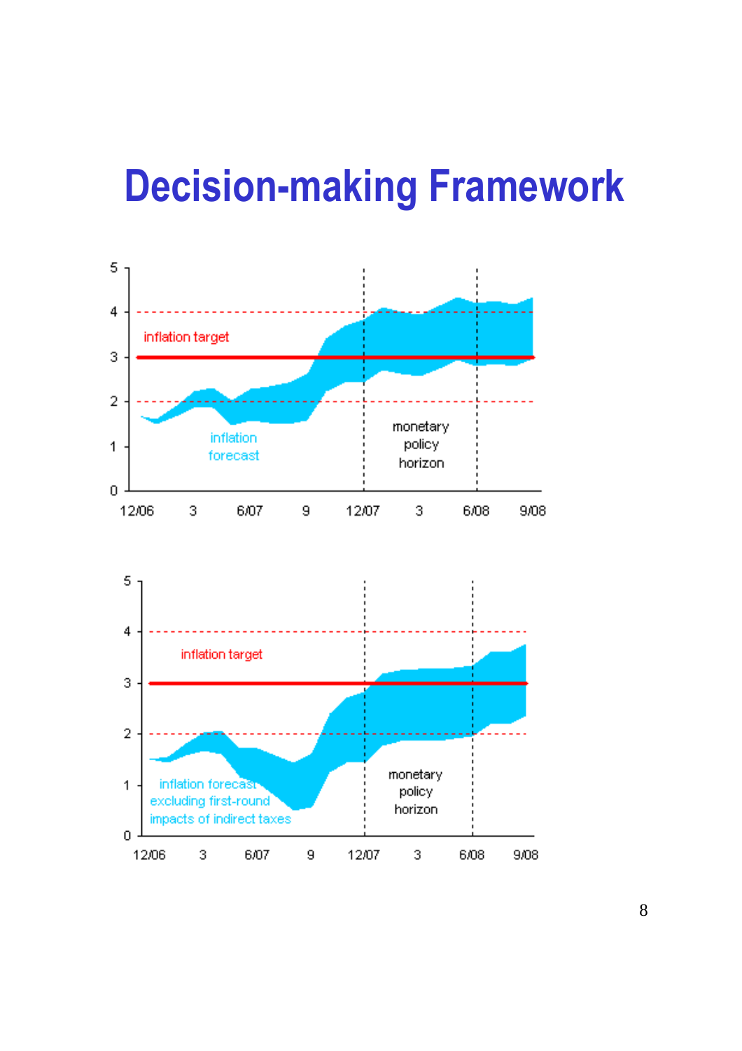# Decision-making Framework

inflation target

inflation forecast

monetary policy horizon

5
4
3
2
1
0

12/06 3 6/07 9 12/07 3 6/08 9/08

inflation target

inflation forecast excluding first-round impacts of indirect taxes

monetary policy horizon

5
4
3
2
1
0

12/06 3 6/07 9 12/07 3 6/08 9/08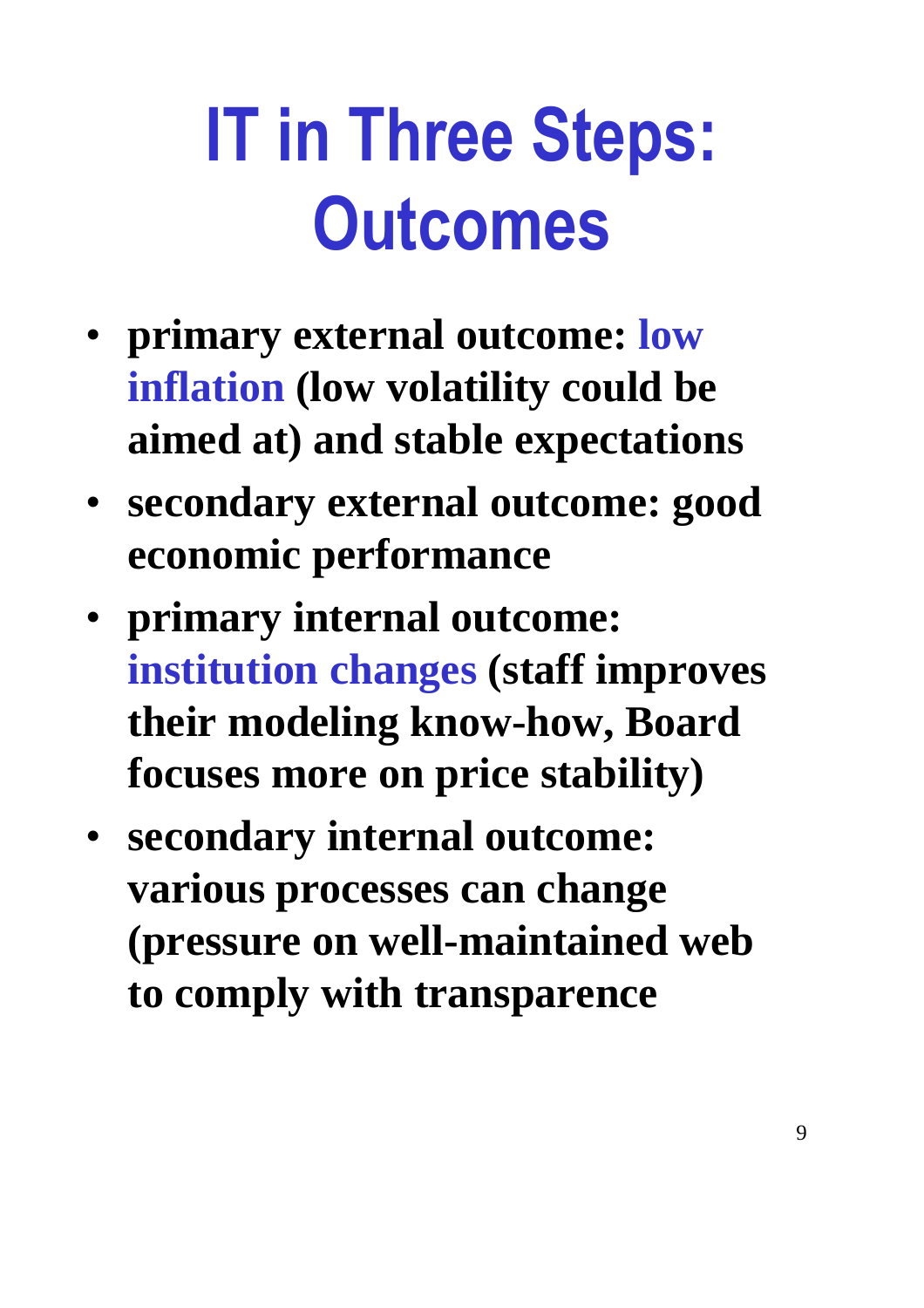# IT in Three Steps: Outcomes

- **primary external outcome: low inflation (low volatility could be aimed at) and stable expectations**
- **secondary external outcome: good economic performance**
- **primary internal outcome: institution changes (staff improves their modeling know-how, Board focuses more on price stability)**
- **secondary internal outcome: various processes can change (pressure on well-maintained web to comply with transparence**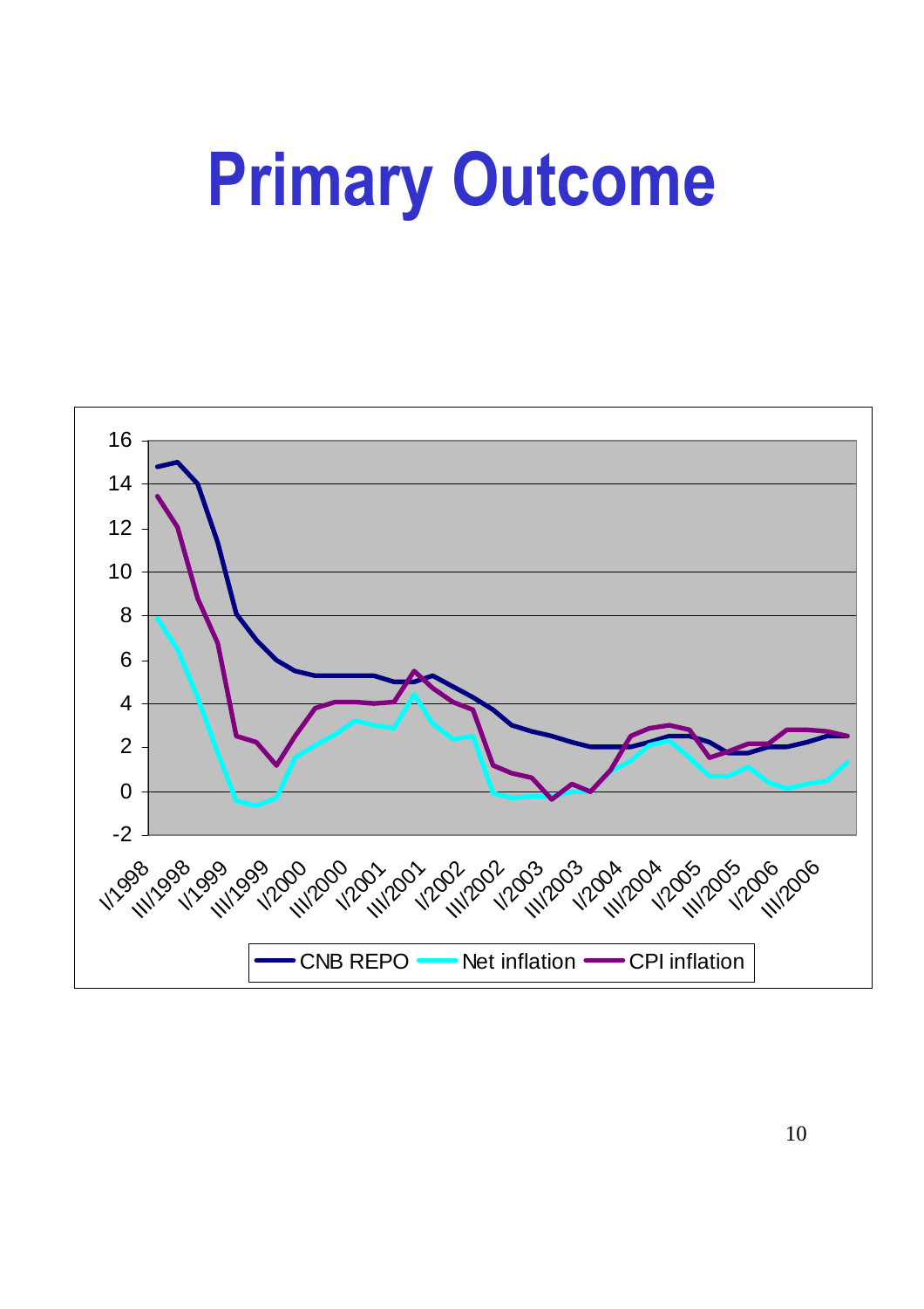# Primary Outcome

16
14
12
10
8
6
4
2
0
-2

I/1998 III/1998 I/1999 III/1999 I/2000 III/2000 I/2001 III/2001 I/2002 III/2002 I/2003 III/2003 I/2004 III/2004 I/2005 III/2005 I/2006 III/2006

CNB REPO   Net inflation   CPI inflation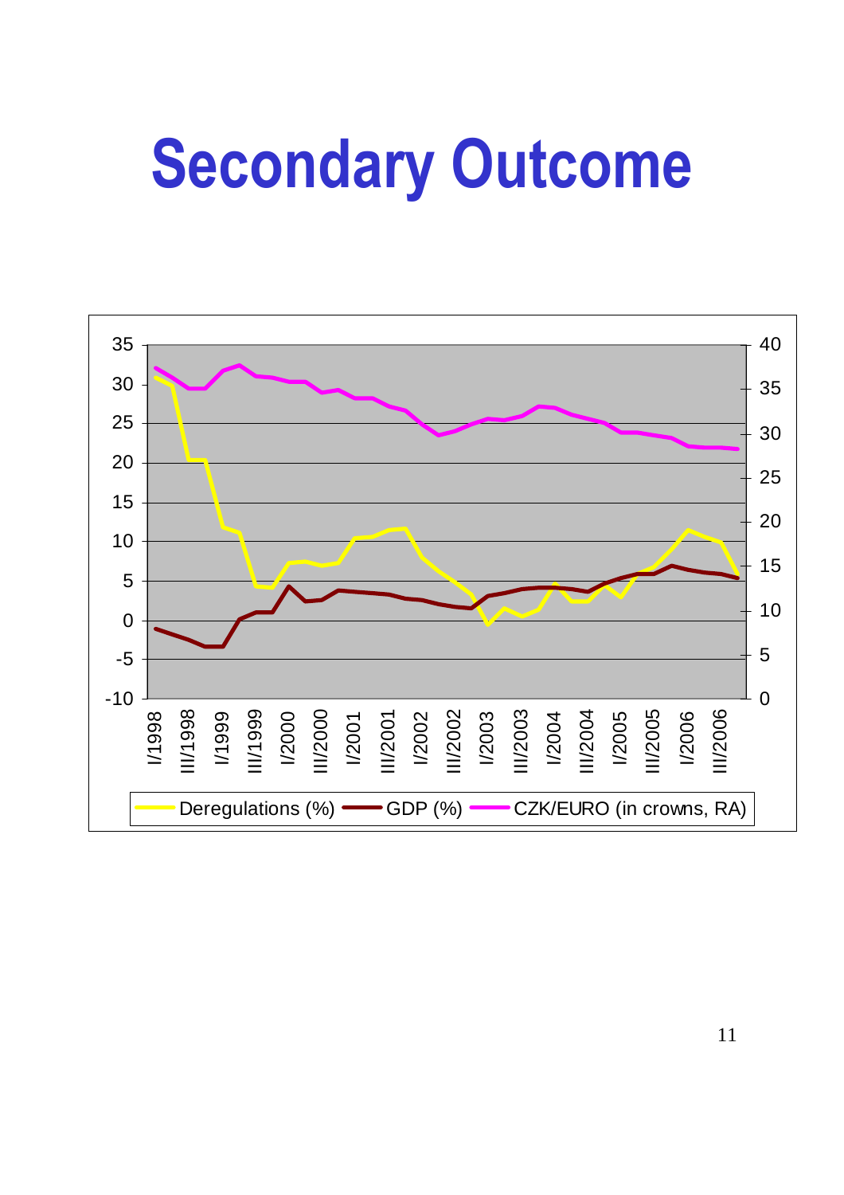# Secondary Outcome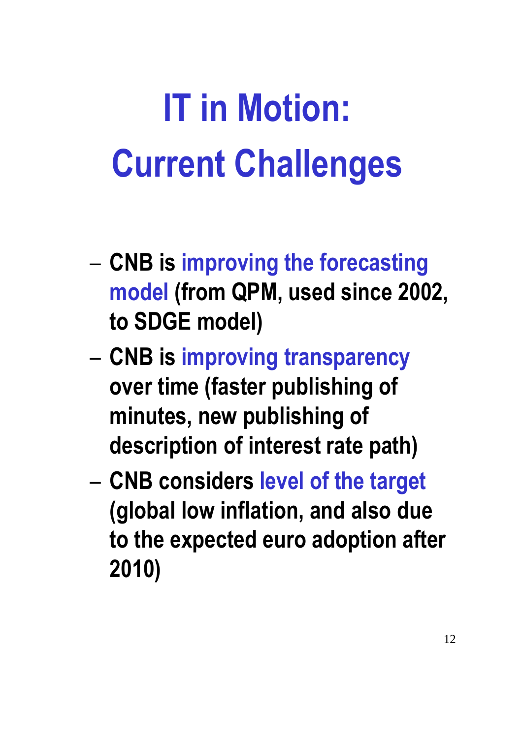# IT in Motion: Current Challenges

- CNB is improving the forecasting model (from QPM, used since 2002, to SDGE model)
- CNB is improving transparency over time (faster publishing of minutes, new publishing of description of interest rate path)
- CNB considers level of the target (global low inflation, and also due to the expected euro adoption after 2010)